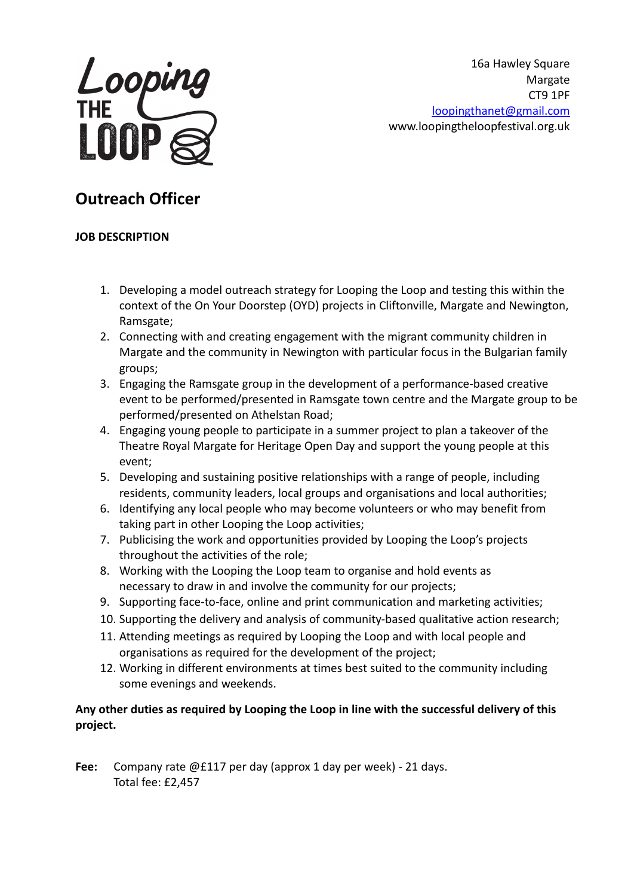16a Hawley Square
Margate
CT9 1PF
loopingthanet@gmail.com
www.loopingtheloopfestival.org.uk

# Outreach Officer

**JOB DESCRIPTION**

1. Developing a model outreach strategy for Looping the Loop and testing this within the context of the On Your Doorstep (OYD) projects in Cliftonville, Margate and Newington, Ramsgate;
2. Connecting with and creating engagement with the migrant community children in Margate and the community in Newington with particular focus in the Bulgarian family groups;
3. Engaging the Ramsgate group in the development of a performance-based creative event to be performed/presented in Ramsgate town centre and the Margate group to be performed/presented on Athelstan Road;
4. Engaging young people to participate in a summer project to plan a takeover of the Theatre Royal Margate for Heritage Open Day and support the young people at this event;
5. Developing and sustaining positive relationships with a range of people, including residents, community leaders, local groups and organisations and local authorities;
6. Identifying any local people who may become volunteers or who may benefit from taking part in other Looping the Loop activities;
7. Publicising the work and opportunities provided by Looping the Loop's projects throughout the activities of the role;
8. Working with the Looping the Loop team to organise and hold events as necessary to draw in and involve the community for our projects;
9. Supporting face-to-face, online and print communication and marketing activities;
10. Supporting the delivery and analysis of community-based qualitative action research;
11. Attending meetings as required by Looping the Loop and with local people and organisations as required for the development of the project;
12. Working in different environments at times best suited to the community including some evenings and weekends.

**Any other duties as required by Looping the Loop in line with the successful delivery of this project.**

**Fee:** Company rate @£117 per day (approx 1 day per week) - 21 days.
Total fee: £2,457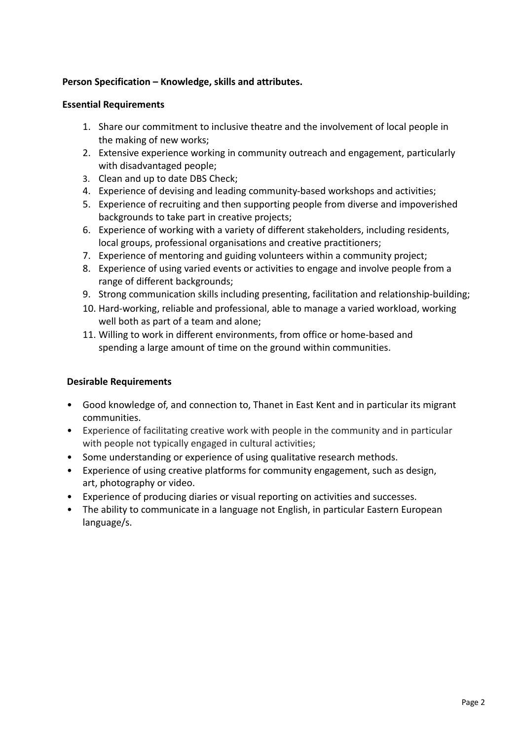**Person Specification – Knowledge, skills and attributes.**

**Essential Requirements**

1. Share our commitment to inclusive theatre and the involvement of local people in the making of new works;
2. Extensive experience working in community outreach and engagement, particularly with disadvantaged people;
3. Clean and up to date DBS Check;
4. Experience of devising and leading community-based workshops and activities;
5. Experience of recruiting and then supporting people from diverse and impoverished backgrounds to take part in creative projects;
6. Experience of working with a variety of different stakeholders, including residents, local groups, professional organisations and creative practitioners;
7. Experience of mentoring and guiding volunteers within a community project;
8. Experience of using varied events or activities to engage and involve people from a range of different backgrounds;
9. Strong communication skills including presenting, facilitation and relationship-building;
10. Hard-working, reliable and professional, able to manage a varied workload, working well both as part of a team and alone;
11. Willing to work in different environments, from office or home-based and spending a large amount of time on the ground within communities.

**Desirable Requirements**

- Good knowledge of, and connection to, Thanet in East Kent and in particular its migrant communities.
- Experience of facilitating creative work with people in the community and in particular with people not typically engaged in cultural activities;
- Some understanding or experience of using qualitative research methods.
- Experience of using creative platforms for community engagement, such as design, art, photography or video.
- Experience of producing diaries or visual reporting on activities and successes.
- The ability to communicate in a language not English, in particular Eastern European language/s.